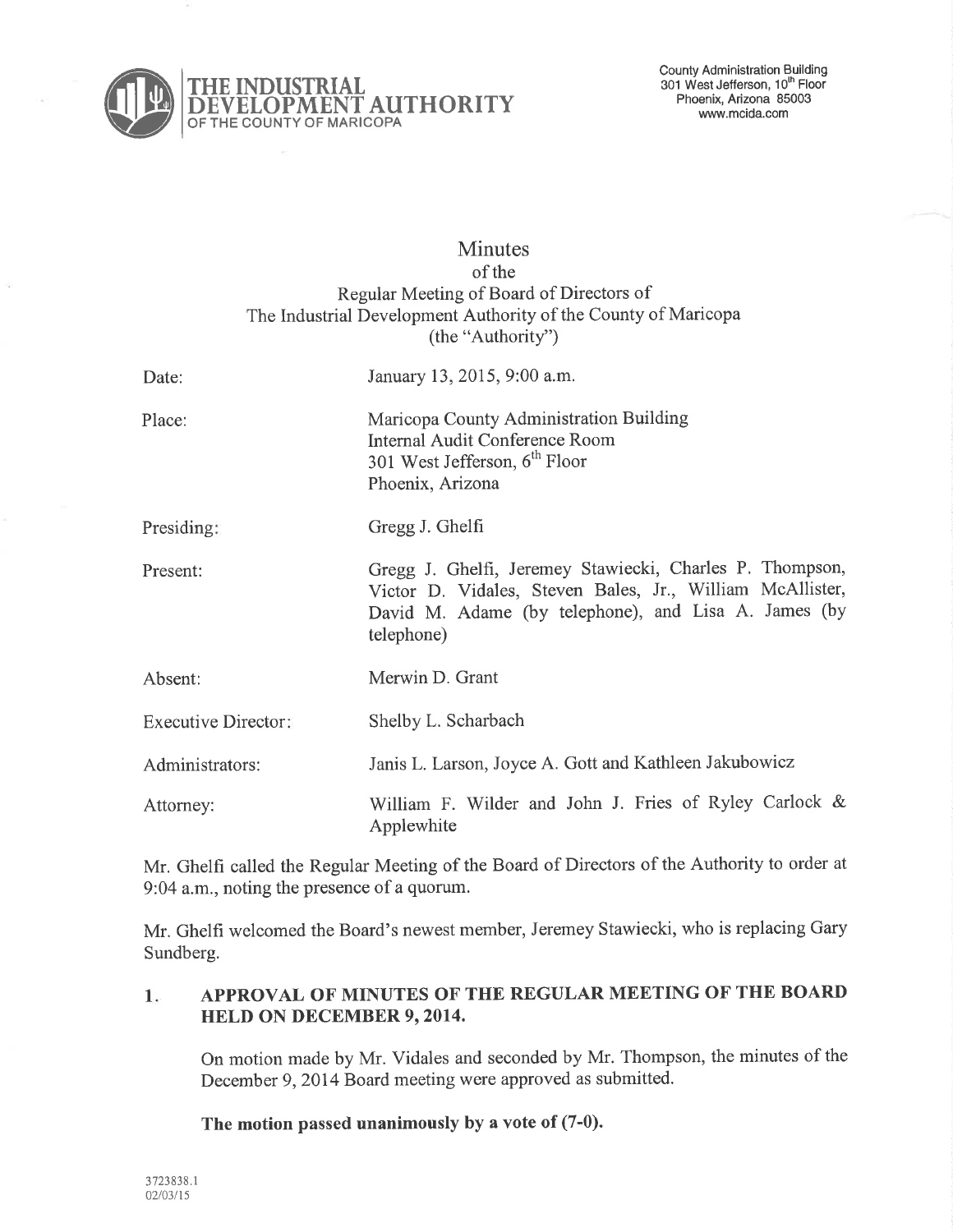**THE INDUSTRIAL DEVELOPMENT AUTHORITY**
OF THE COUNTY OF MARICOPA

County Administration Building
301 West Jefferson, 10th Floor
Phoenix, Arizona 85003
www.mcida.com

# Minutes
## of the
## Regular Meeting of Board of Directors of
## The Industrial Development Authority of the County of Maricopa
## (the "Authority")

| | |
|---|---|
| Date: | January 13, 2015, 9:00 a.m. |
| Place: | Maricopa County Administration Building<br>Internal Audit Conference Room<br>301 West Jefferson, 6th Floor<br>Phoenix, Arizona |
| Presiding: | Gregg J. Ghelfi |
| Present: | Gregg J. Ghelfi, Jeremey Stawiecki, Charles P. Thompson, Victor D. Vidales, Steven Bales, Jr., William McAllister, David M. Adame (by telephone), and Lisa A. James (by telephone) |
| Absent: | Merwin D. Grant |
| Executive Director: | Shelby L. Scharbach |
| Administrators: | Janis L. Larson, Joyce A. Gott and Kathleen Jakubowicz |
| Attorney: | William F. Wilder and John J. Fries of Ryley Carlock & Applewhite |

Mr. Ghelfi called the Regular Meeting of the Board of Directors of the Authority to order at 9:04 a.m., noting the presence of a quorum.

Mr. Ghelfi welcomed the Board's newest member, Jeremey Stawiecki, who is replacing Gary Sundberg.

### 1. APPROVAL OF MINUTES OF THE REGULAR MEETING OF THE BOARD HELD ON DECEMBER 9, 2014.

On motion made by Mr. Vidales and seconded by Mr. Thompson, the minutes of the December 9, 2014 Board meeting were approved as submitted.

**The motion passed unanimously by a vote of (7-0).**

3723838.1
02/03/15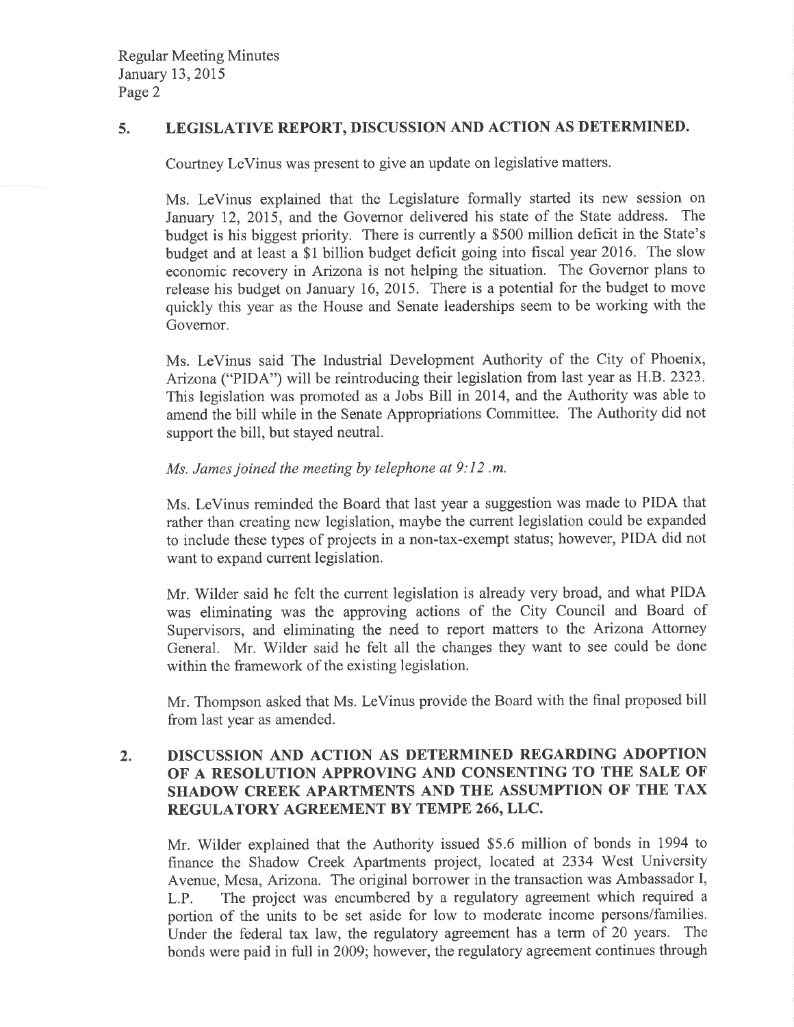## 5. LEGISLATIVE REPORT, DISCUSSION AND ACTION AS DETERMINED.

Courtney LeVinus was present to give an update on legislative matters.

Ms. LeVinus explained that the Legislature formally started its new session on January 12, 2015, and the Governor delivered his state of the State address. The budget is his biggest priority. There is currently a $500 million deficit in the State's budget and at least a $1 billion budget deficit going into fiscal year 2016. The slow economic recovery in Arizona is not helping the situation. The Governor plans to release his budget on January 16, 2015. There is a potential for the budget to move quickly this year as the House and Senate leaderships seem to be working with the Governor.

Ms. LeVinus said The Industrial Development Authority of the City of Phoenix, Arizona ("PIDA") will be reintroducing their legislation from last year as H.B. 2323. This legislation was promoted as a Jobs Bill in 2014, and the Authority was able to amend the bill while in the Senate Appropriations Committee. The Authority did not support the bill, but stayed neutral.

*Ms. James joined the meeting by telephone at 9:12 .m.*

Ms. LeVinus reminded the Board that last year a suggestion was made to PIDA that rather than creating new legislation, maybe the current legislation could be expanded to include these types of projects in a non-tax-exempt status; however, PIDA did not want to expand current legislation.

Mr. Wilder said he felt the current legislation is already very broad, and what PIDA was eliminating was the approving actions of the City Council and Board of Supervisors, and eliminating the need to report matters to the Arizona Attorney General. Mr. Wilder said he felt all the changes they want to see could be done within the framework of the existing legislation.

Mr. Thompson asked that Ms. LeVinus provide the Board with the final proposed bill from last year as amended.

## 2. DISCUSSION AND ACTION AS DETERMINED REGARDING ADOPTION OF A RESOLUTION APPROVING AND CONSENTING TO THE SALE OF SHADOW CREEK APARTMENTS AND THE ASSUMPTION OF THE TAX REGULATORY AGREEMENT BY TEMPE 266, LLC.

Mr. Wilder explained that the Authority issued $5.6 million of bonds in 1994 to finance the Shadow Creek Apartments project, located at 2334 West University Avenue, Mesa, Arizona. The original borrower in the transaction was Ambassador I, L.P. The project was encumbered by a regulatory agreement which required a portion of the units to be set aside for low to moderate income persons/families. Under the federal tax law, the regulatory agreement has a term of 20 years. The bonds were paid in full in 2009; however, the regulatory agreement continues through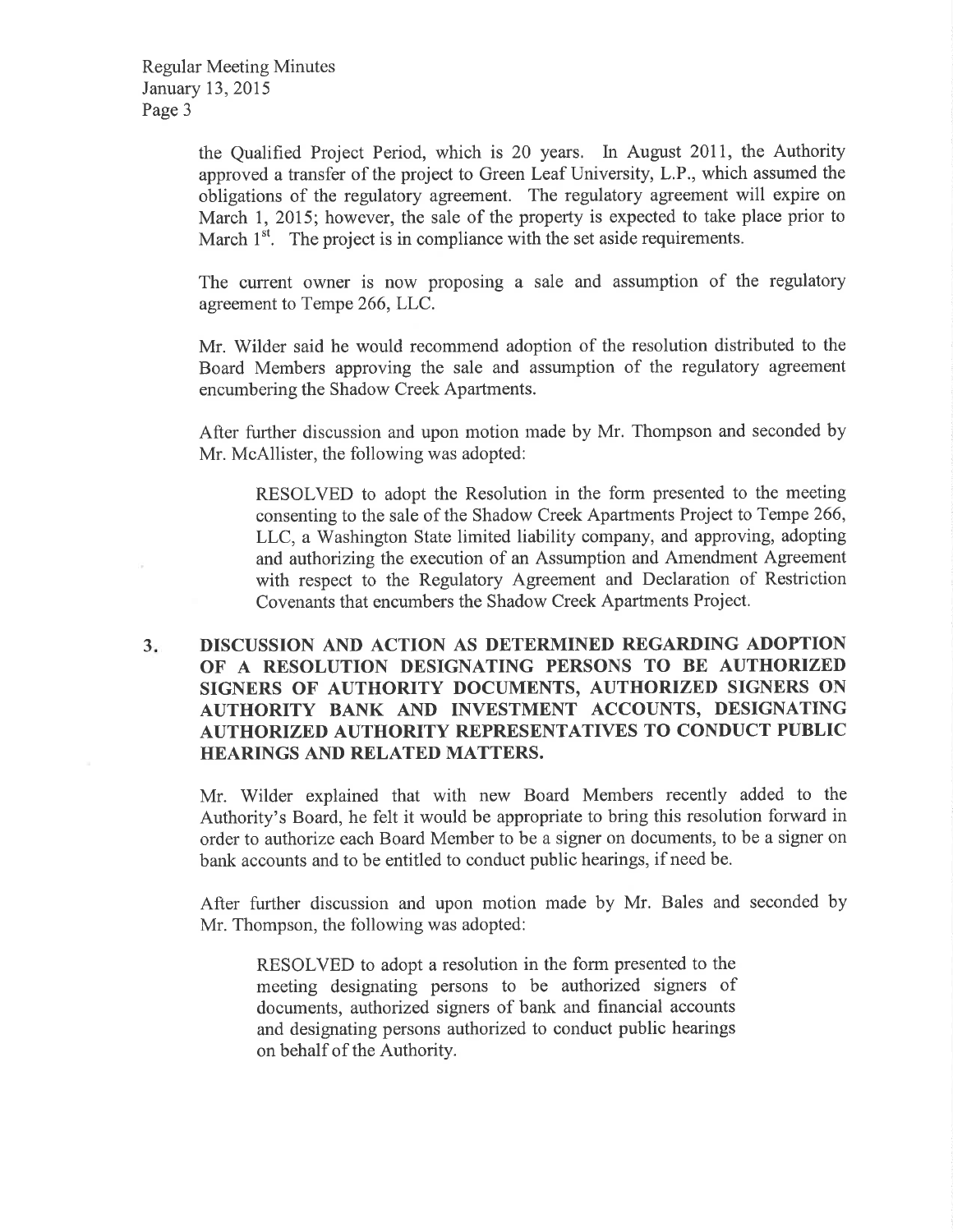the Qualified Project Period, which is 20 years. In August 2011, the Authority approved a transfer of the project to Green Leaf University, L.P., which assumed the obligations of the regulatory agreement. The regulatory agreement will expire on March 1, 2015; however, the sale of the property is expected to take place prior to March 1st. The project is in compliance with the set aside requirements.

The current owner is now proposing a sale and assumption of the regulatory agreement to Tempe 266, LLC.

Mr. Wilder said he would recommend adoption of the resolution distributed to the Board Members approving the sale and assumption of the regulatory agreement encumbering the Shadow Creek Apartments.

After further discussion and upon motion made by Mr. Thompson and seconded by Mr. McAllister, the following was adopted:

> RESOLVED to adopt the Resolution in the form presented to the meeting consenting to the sale of the Shadow Creek Apartments Project to Tempe 266, LLC, a Washington State limited liability company, and approving, adopting and authorizing the execution of an Assumption and Amendment Agreement with respect to the Regulatory Agreement and Declaration of Restriction Covenants that encumbers the Shadow Creek Apartments Project.

**3. DISCUSSION AND ACTION AS DETERMINED REGARDING ADOPTION OF A RESOLUTION DESIGNATING PERSONS TO BE AUTHORIZED SIGNERS OF AUTHORITY DOCUMENTS, AUTHORIZED SIGNERS ON AUTHORITY BANK AND INVESTMENT ACCOUNTS, DESIGNATING AUTHORIZED AUTHORITY REPRESENTATIVES TO CONDUCT PUBLIC HEARINGS AND RELATED MATTERS.**

Mr. Wilder explained that with new Board Members recently added to the Authority's Board, he felt it would be appropriate to bring this resolution forward in order to authorize each Board Member to be a signer on documents, to be a signer on bank accounts and to be entitled to conduct public hearings, if need be.

After further discussion and upon motion made by Mr. Bales and seconded by Mr. Thompson, the following was adopted:

> RESOLVED to adopt a resolution in the form presented to the meeting designating persons to be authorized signers of documents, authorized signers of bank and financial accounts and designating persons authorized to conduct public hearings on behalf of the Authority.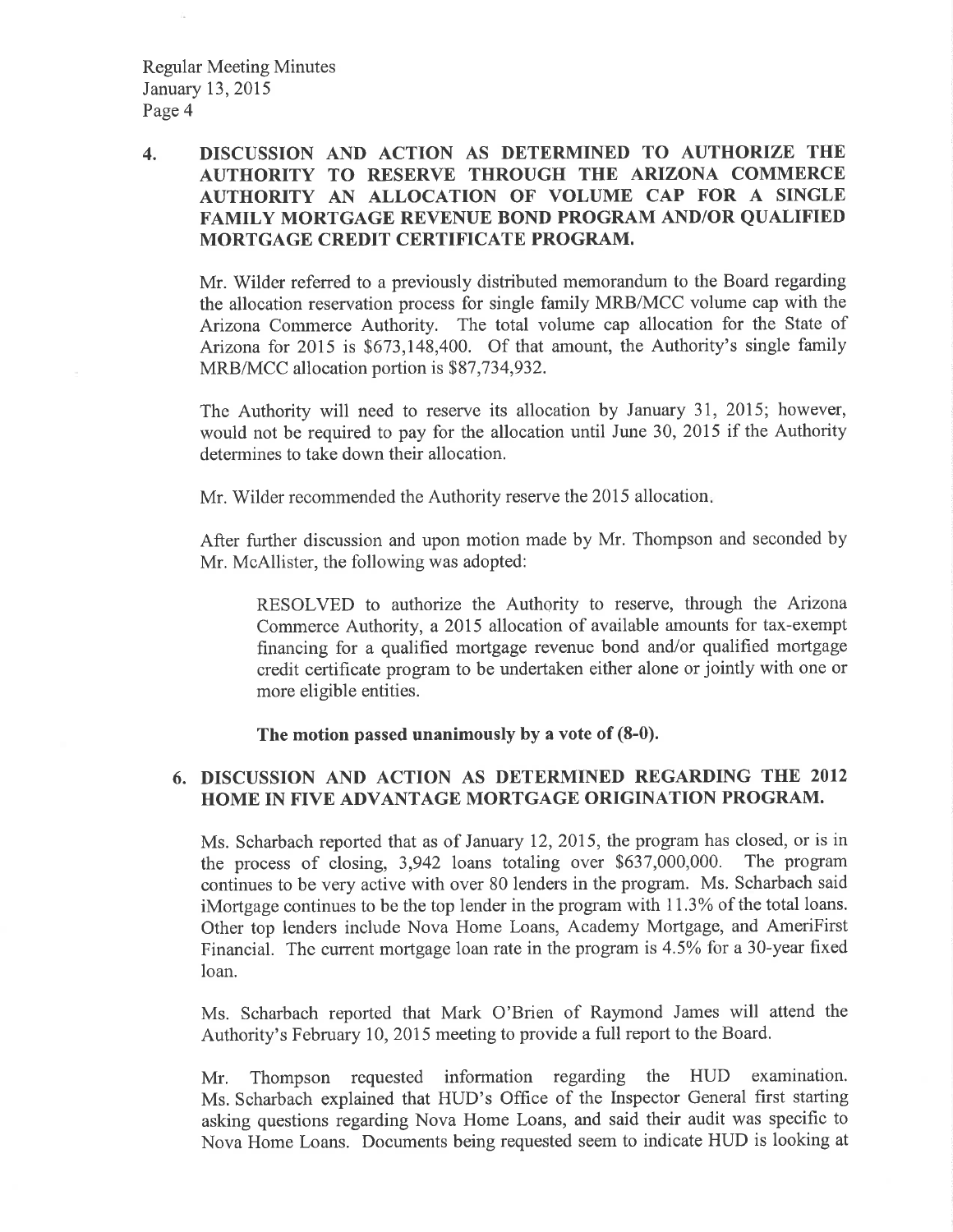## 4. DISCUSSION AND ACTION AS DETERMINED TO AUTHORIZE THE AUTHORITY TO RESERVE THROUGH THE ARIZONA COMMERCE AUTHORITY AN ALLOCATION OF VOLUME CAP FOR A SINGLE FAMILY MORTGAGE REVENUE BOND PROGRAM AND/OR QUALIFIED MORTGAGE CREDIT CERTIFICATE PROGRAM.

Mr. Wilder referred to a previously distributed memorandum to the Board regarding the allocation reservation process for single family MRB/MCC volume cap with the Arizona Commerce Authority. The total volume cap allocation for the State of Arizona for 2015 is $673,148,400. Of that amount, the Authority's single family MRB/MCC allocation portion is $87,734,932.

The Authority will need to reserve its allocation by January 31, 2015; however, would not be required to pay for the allocation until June 30, 2015 if the Authority determines to take down their allocation.

Mr. Wilder recommended the Authority reserve the 2015 allocation.

After further discussion and upon motion made by Mr. Thompson and seconded by Mr. McAllister, the following was adopted:

> RESOLVED to authorize the Authority to reserve, through the Arizona Commerce Authority, a 2015 allocation of available amounts for tax-exempt financing for a qualified mortgage revenue bond and/or qualified mortgage credit certificate program to be undertaken either alone or jointly with one or more eligible entities.
>
> **The motion passed unanimously by a vote of (8-0).**

## 6. DISCUSSION AND ACTION AS DETERMINED REGARDING THE 2012 HOME IN FIVE ADVANTAGE MORTGAGE ORIGINATION PROGRAM.

Ms. Scharbach reported that as of January 12, 2015, the program has closed, or is in the process of closing, 3,942 loans totaling over $637,000,000. The program continues to be very active with over 80 lenders in the program. Ms. Scharbach said iMortgage continues to be the top lender in the program with 11.3% of the total loans. Other top lenders include Nova Home Loans, Academy Mortgage, and AmeriFirst Financial. The current mortgage loan rate in the program is 4.5% for a 30-year fixed loan.

Ms. Scharbach reported that Mark O'Brien of Raymond James will attend the Authority's February 10, 2015 meeting to provide a full report to the Board.

Mr. Thompson requested information regarding the HUD examination. Ms. Scharbach explained that HUD's Office of the Inspector General first starting asking questions regarding Nova Home Loans, and said their audit was specific to Nova Home Loans. Documents being requested seem to indicate HUD is looking at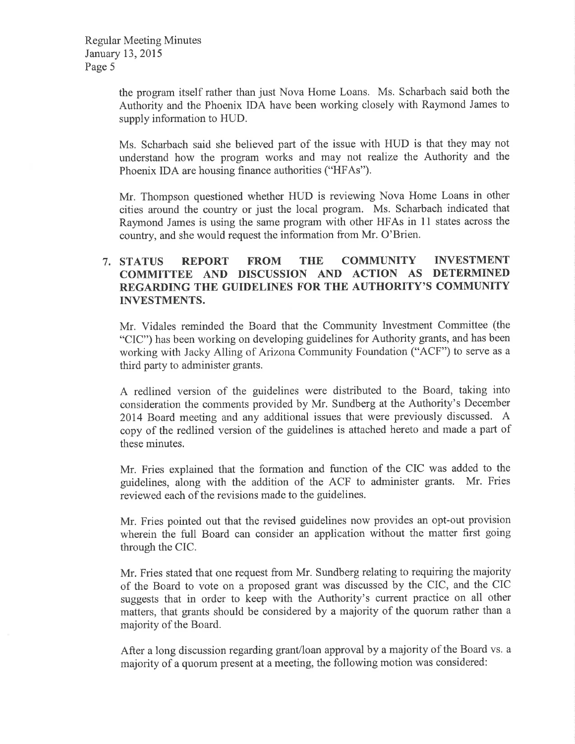the program itself rather than just Nova Home Loans. Ms. Scharbach said both the Authority and the Phoenix IDA have been working closely with Raymond James to supply information to HUD.

Ms. Scharbach said she believed part of the issue with HUD is that they may not understand how the program works and may not realize the Authority and the Phoenix IDA are housing finance authorities ("HFAs").

Mr. Thompson questioned whether HUD is reviewing Nova Home Loans in other cities around the country or just the local program. Ms. Scharbach indicated that Raymond James is using the same program with other HFAs in 11 states across the country, and she would request the information from Mr. O'Brien.

**7. STATUS REPORT FROM THE COMMUNITY INVESTMENT COMMITTEE AND DISCUSSION AND ACTION AS DETERMINED REGARDING THE GUIDELINES FOR THE AUTHORITY'S COMMUNITY INVESTMENTS.**

Mr. Vidales reminded the Board that the Community Investment Committee (the "CIC") has been working on developing guidelines for Authority grants, and has been working with Jacky Alling of Arizona Community Foundation ("ACF") to serve as a third party to administer grants.

A redlined version of the guidelines were distributed to the Board, taking into consideration the comments provided by Mr. Sundberg at the Authority's December 2014 Board meeting and any additional issues that were previously discussed. A copy of the redlined version of the guidelines is attached hereto and made a part of these minutes.

Mr. Fries explained that the formation and function of the CIC was added to the guidelines, along with the addition of the ACF to administer grants. Mr. Fries reviewed each of the revisions made to the guidelines.

Mr. Fries pointed out that the revised guidelines now provides an opt-out provision wherein the full Board can consider an application without the matter first going through the CIC.

Mr. Fries stated that one request from Mr. Sundberg relating to requiring the majority of the Board to vote on a proposed grant was discussed by the CIC, and the CIC suggests that in order to keep with the Authority's current practice on all other matters, that grants should be considered by a majority of the quorum rather than a majority of the Board.

After a long discussion regarding grant/loan approval by a majority of the Board vs. a majority of a quorum present at a meeting, the following motion was considered: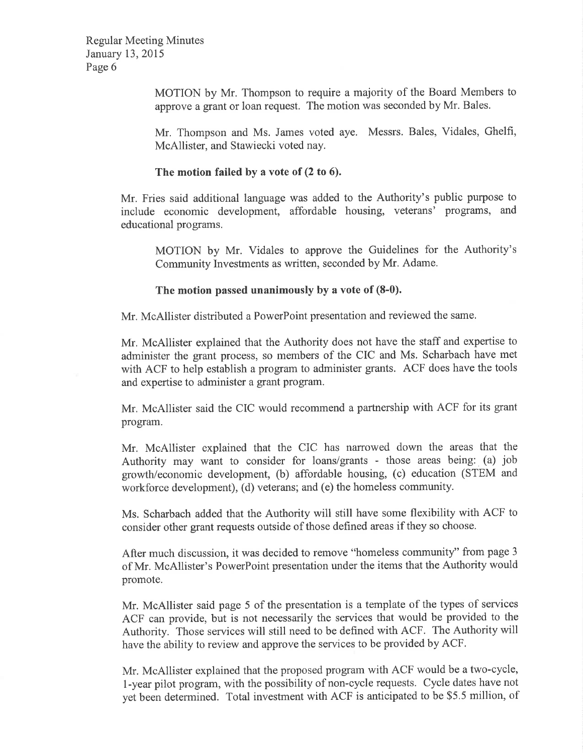MOTION by Mr. Thompson to require a majority of the Board Members to approve a grant or loan request. The motion was seconded by Mr. Bales.

Mr. Thompson and Ms. James voted aye. Messrs. Bales, Vidales, Ghelfi, McAllister, and Stawiecki voted nay.

**The motion failed by a vote of (2 to 6).**

Mr. Fries said additional language was added to the Authority's public purpose to include economic development, affordable housing, veterans' programs, and educational programs.

MOTION by Mr. Vidales to approve the Guidelines for the Authority's Community Investments as written, seconded by Mr. Adame.

**The motion passed unanimously by a vote of (8-0).**

Mr. McAllister distributed a PowerPoint presentation and reviewed the same.

Mr. McAllister explained that the Authority does not have the staff and expertise to administer the grant process, so members of the CIC and Ms. Scharbach have met with ACF to help establish a program to administer grants. ACF does have the tools and expertise to administer a grant program.

Mr. McAllister said the CIC would recommend a partnership with ACF for its grant program.

Mr. McAllister explained that the CIC has narrowed down the areas that the Authority may want to consider for loans/grants - those areas being: (a) job growth/economic development, (b) affordable housing, (c) education (STEM and workforce development), (d) veterans; and (e) the homeless community.

Ms. Scharbach added that the Authority will still have some flexibility with ACF to consider other grant requests outside of those defined areas if they so choose.

After much discussion, it was decided to remove "homeless community" from page 3 of Mr. McAllister's PowerPoint presentation under the items that the Authority would promote.

Mr. McAllister said page 5 of the presentation is a template of the types of services ACF can provide, but is not necessarily the services that would be provided to the Authority. Those services will still need to be defined with ACF. The Authority will have the ability to review and approve the services to be provided by ACF.

Mr. McAllister explained that the proposed program with ACF would be a two-cycle, 1-year pilot program, with the possibility of non-cycle requests. Cycle dates have not yet been determined. Total investment with ACF is anticipated to be $5.5 million, of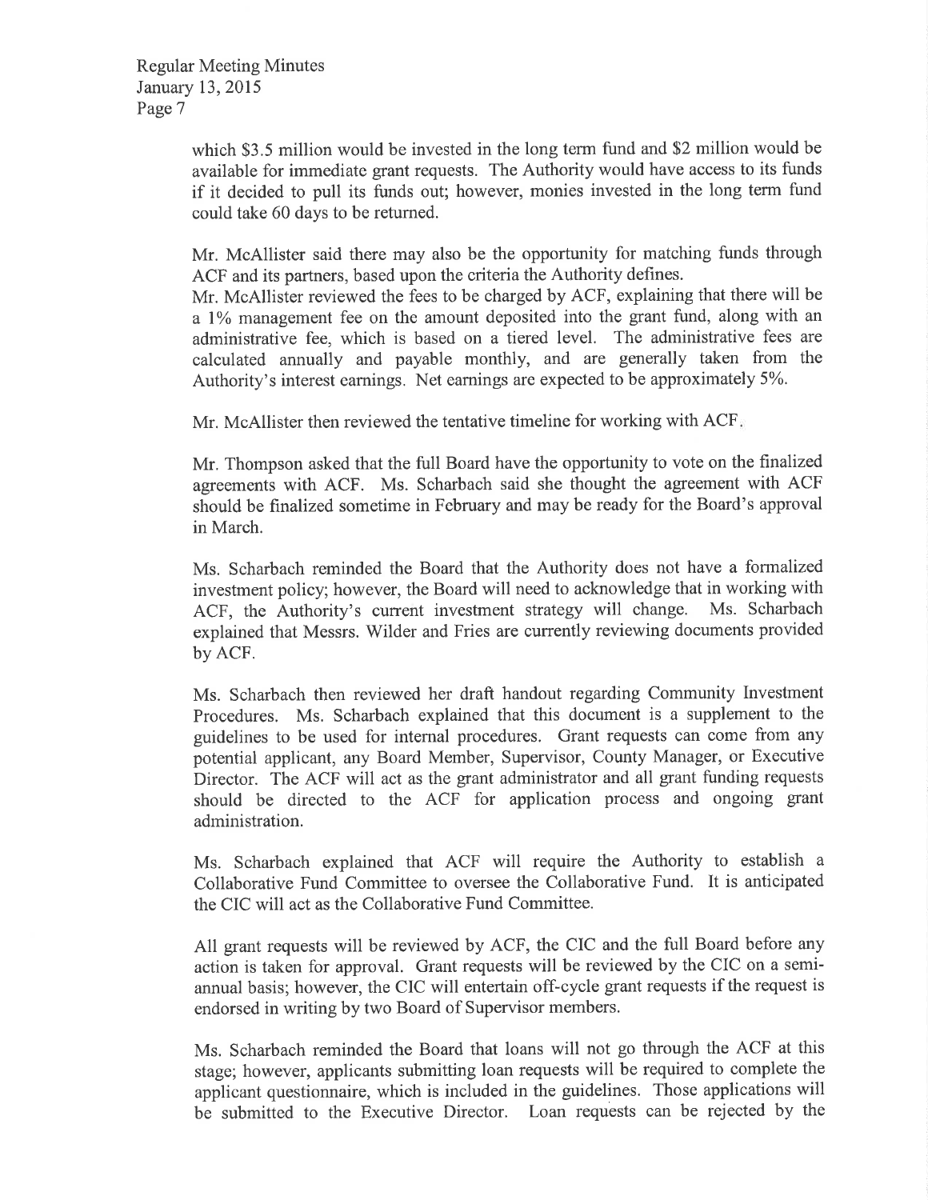which $3.5 million would be invested in the long term fund and $2 million would be available for immediate grant requests. The Authority would have access to its funds if it decided to pull its funds out; however, monies invested in the long term fund could take 60 days to be returned.

Mr. McAllister said there may also be the opportunity for matching funds through ACF and its partners, based upon the criteria the Authority defines.
Mr. McAllister reviewed the fees to be charged by ACF, explaining that there will be a 1% management fee on the amount deposited into the grant fund, along with an administrative fee, which is based on a tiered level. The administrative fees are calculated annually and payable monthly, and are generally taken from the Authority's interest earnings. Net earnings are expected to be approximately 5%.

Mr. McAllister then reviewed the tentative timeline for working with ACF.

Mr. Thompson asked that the full Board have the opportunity to vote on the finalized agreements with ACF. Ms. Scharbach said she thought the agreement with ACF should be finalized sometime in February and may be ready for the Board's approval in March.

Ms. Scharbach reminded the Board that the Authority does not have a formalized investment policy; however, the Board will need to acknowledge that in working with ACF, the Authority's current investment strategy will change. Ms. Scharbach explained that Messrs. Wilder and Fries are currently reviewing documents provided by ACF.

Ms. Scharbach then reviewed her draft handout regarding Community Investment Procedures. Ms. Scharbach explained that this document is a supplement to the guidelines to be used for internal procedures. Grant requests can come from any potential applicant, any Board Member, Supervisor, County Manager, or Executive Director. The ACF will act as the grant administrator and all grant funding requests should be directed to the ACF for application process and ongoing grant administration.

Ms. Scharbach explained that ACF will require the Authority to establish a Collaborative Fund Committee to oversee the Collaborative Fund. It is anticipated the CIC will act as the Collaborative Fund Committee.

All grant requests will be reviewed by ACF, the CIC and the full Board before any action is taken for approval. Grant requests will be reviewed by the CIC on a semi-annual basis; however, the CIC will entertain off-cycle grant requests if the request is endorsed in writing by two Board of Supervisor members.

Ms. Scharbach reminded the Board that loans will not go through the ACF at this stage; however, applicants submitting loan requests will be required to complete the applicant questionnaire, which is included in the guidelines. Those applications will be submitted to the Executive Director. Loan requests can be rejected by the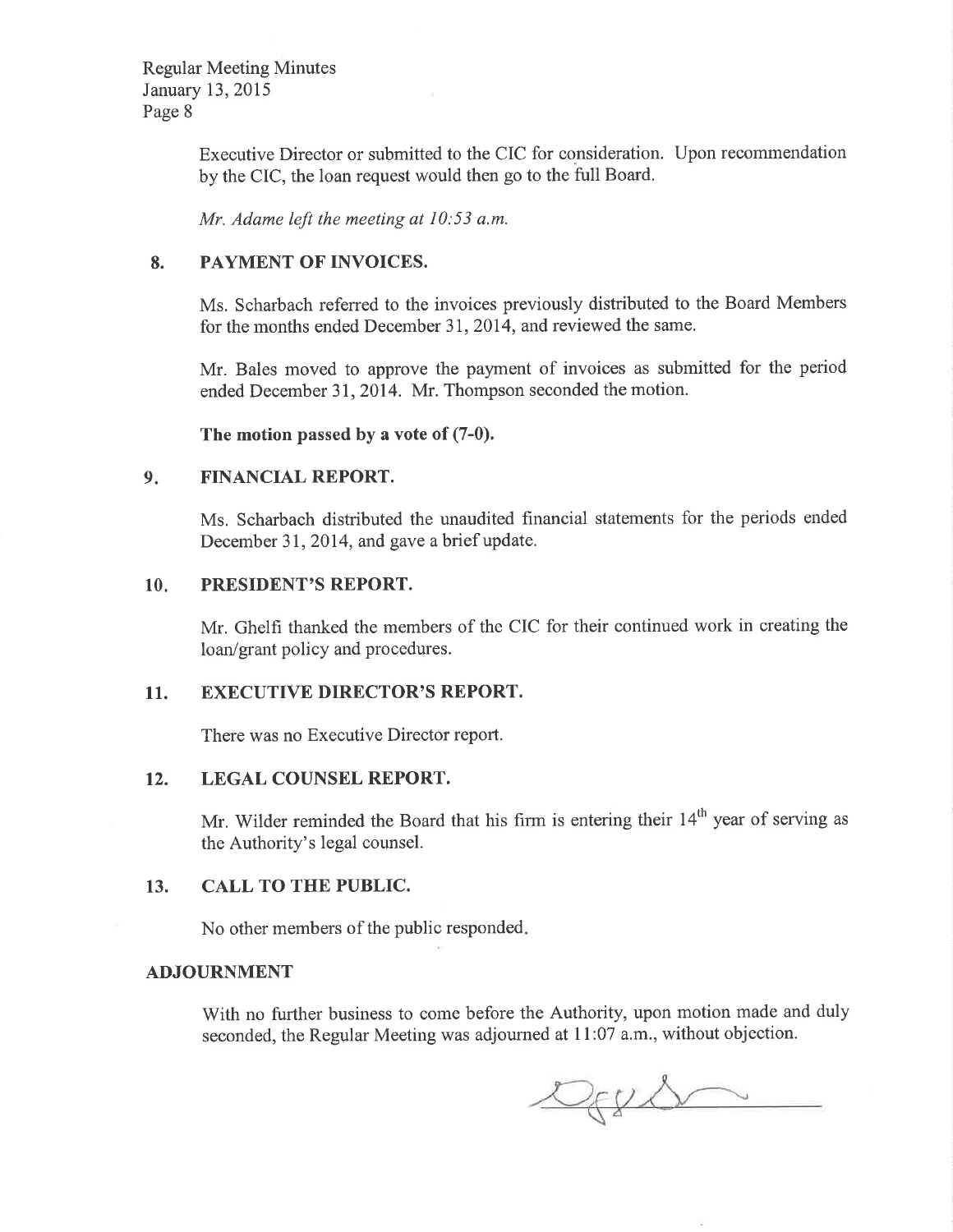Executive Director or submitted to the CIC for consideration. Upon recommendation by the CIC, the loan request would then go to the full Board.

*Mr. Adame left the meeting at 10:53 a.m.*

## 8. PAYMENT OF INVOICES.

Ms. Scharbach referred to the invoices previously distributed to the Board Members for the months ended December 31, 2014, and reviewed the same.

Mr. Bales moved to approve the payment of invoices as submitted for the period ended December 31, 2014. Mr. Thompson seconded the motion.

**The motion passed by a vote of (7-0).**

## 9. FINANCIAL REPORT.

Ms. Scharbach distributed the unaudited financial statements for the periods ended December 31, 2014, and gave a brief update.

## 10. PRESIDENT'S REPORT.

Mr. Ghelfi thanked the members of the CIC for their continued work in creating the loan/grant policy and procedures.

## 11. EXECUTIVE DIRECTOR'S REPORT.

There was no Executive Director report.

## 12. LEGAL COUNSEL REPORT.

Mr. Wilder reminded the Board that his firm is entering their 14th year of serving as the Authority's legal counsel.

## 13. CALL TO THE PUBLIC.

No other members of the public responded.

## ADJOURNMENT

With no further business to come before the Authority, upon motion made and duly seconded, the Regular Meeting was adjourned at 11:07 a.m., without objection.